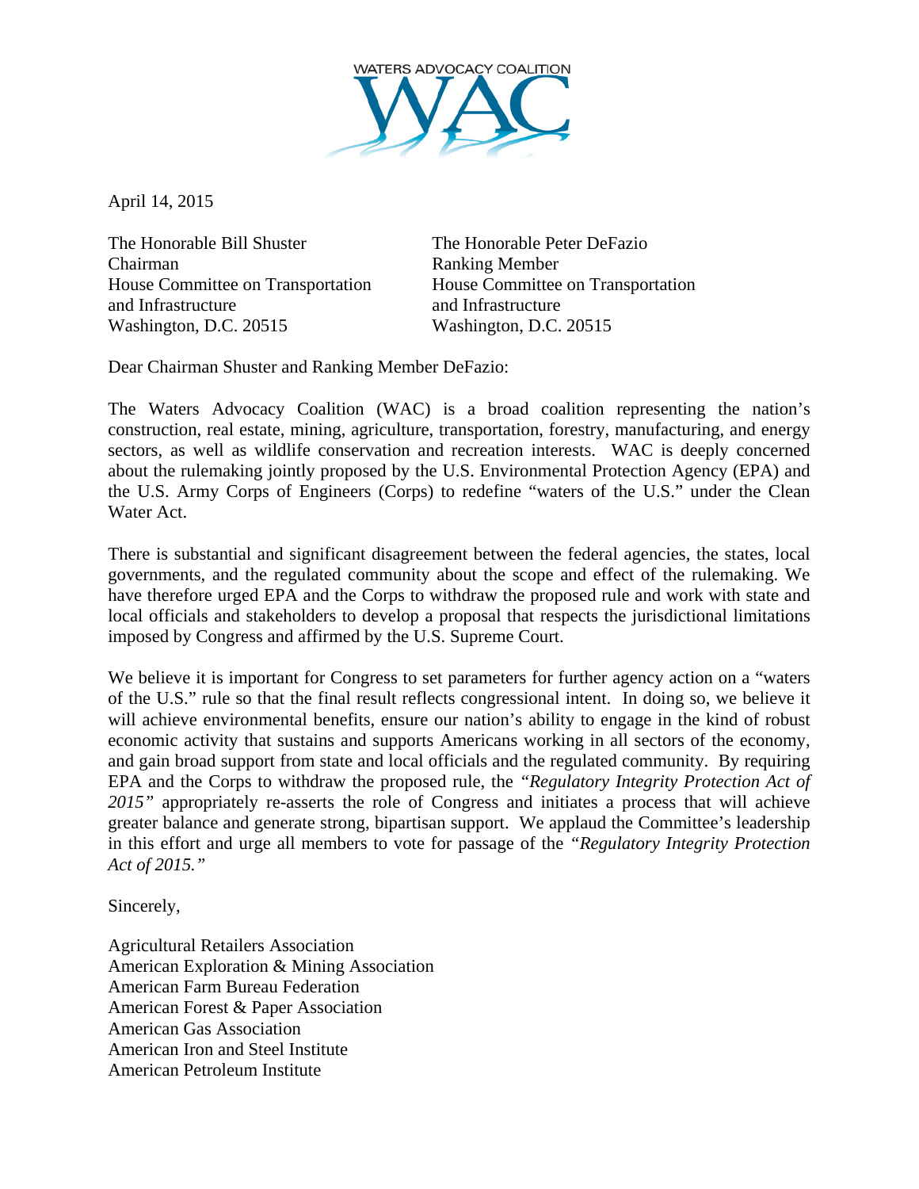WATERS ADVOCACY COALITION

WAC

April 14, 2015

The Honorable Bill Shuster
Chairman
House Committee on Transportation and Infrastructure
Washington, D.C. 20515

The Honorable Peter DeFazio
Ranking Member
House Committee on Transportation and Infrastructure
Washington, D.C. 20515

Dear Chairman Shuster and Ranking Member DeFazio:

The Waters Advocacy Coalition (WAC) is a broad coalition representing the nation's construction, real estate, mining, agriculture, transportation, forestry, manufacturing, and energy sectors, as well as wildlife conservation and recreation interests. WAC is deeply concerned about the rulemaking jointly proposed by the U.S. Environmental Protection Agency (EPA) and the U.S. Army Corps of Engineers (Corps) to redefine "waters of the U.S." under the Clean Water Act.

There is substantial and significant disagreement between the federal agencies, the states, local governments, and the regulated community about the scope and effect of the rulemaking. We have therefore urged EPA and the Corps to withdraw the proposed rule and work with state and local officials and stakeholders to develop a proposal that respects the jurisdictional limitations imposed by Congress and affirmed by the U.S. Supreme Court.

We believe it is important for Congress to set parameters for further agency action on a "waters of the U.S." rule so that the final result reflects congressional intent. In doing so, we believe it will achieve environmental benefits, ensure our nation's ability to engage in the kind of robust economic activity that sustains and supports Americans working in all sectors of the economy, and gain broad support from state and local officials and the regulated community. By requiring EPA and the Corps to withdraw the proposed rule, the *"Regulatory Integrity Protection Act of 2015"* appropriately re-asserts the role of Congress and initiates a process that will achieve greater balance and generate strong, bipartisan support. We applaud the Committee's leadership in this effort and urge all members to vote for passage of the *"Regulatory Integrity Protection Act of 2015."*

Sincerely,

Agricultural Retailers Association
American Exploration & Mining Association
American Farm Bureau Federation
American Forest & Paper Association
American Gas Association
American Iron and Steel Institute
American Petroleum Institute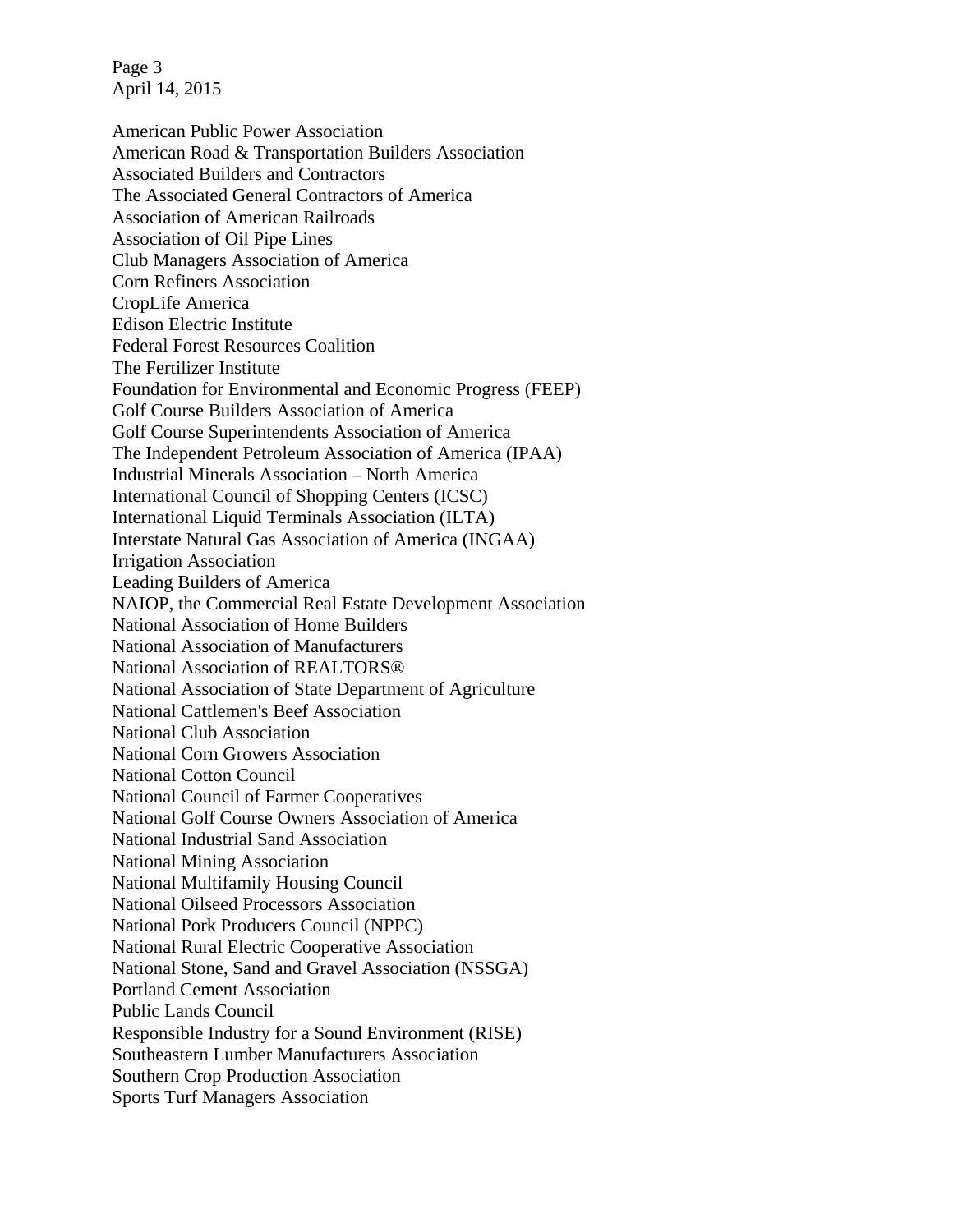American Public Power Association
American Road & Transportation Builders Association
Associated Builders and Contractors
The Associated General Contractors of America
Association of American Railroads
Association of Oil Pipe Lines
Club Managers Association of America
Corn Refiners Association
CropLife America
Edison Electric Institute
Federal Forest Resources Coalition
The Fertilizer Institute
Foundation for Environmental and Economic Progress (FEEP)
Golf Course Builders Association of America
Golf Course Superintendents Association of America
The Independent Petroleum Association of America (IPAA)
Industrial Minerals Association – North America
International Council of Shopping Centers (ICSC)
International Liquid Terminals Association (ILTA)
Interstate Natural Gas Association of America (INGAA)
Irrigation Association
Leading Builders of America
NAIOP, the Commercial Real Estate Development Association
National Association of Home Builders
National Association of Manufacturers
National Association of REALTORS®
National Association of State Department of Agriculture
National Cattlemen's Beef Association
National Club Association
National Corn Growers Association
National Cotton Council
National Council of Farmer Cooperatives
National Golf Course Owners Association of America
National Industrial Sand Association
National Mining Association
National Multifamily Housing Council
National Oilseed Processors Association
National Pork Producers Council (NPPC)
National Rural Electric Cooperative Association
National Stone, Sand and Gravel Association (NSSGA)
Portland Cement Association
Public Lands Council
Responsible Industry for a Sound Environment (RISE)
Southeastern Lumber Manufacturers Association
Southern Crop Production Association
Sports Turf Managers Association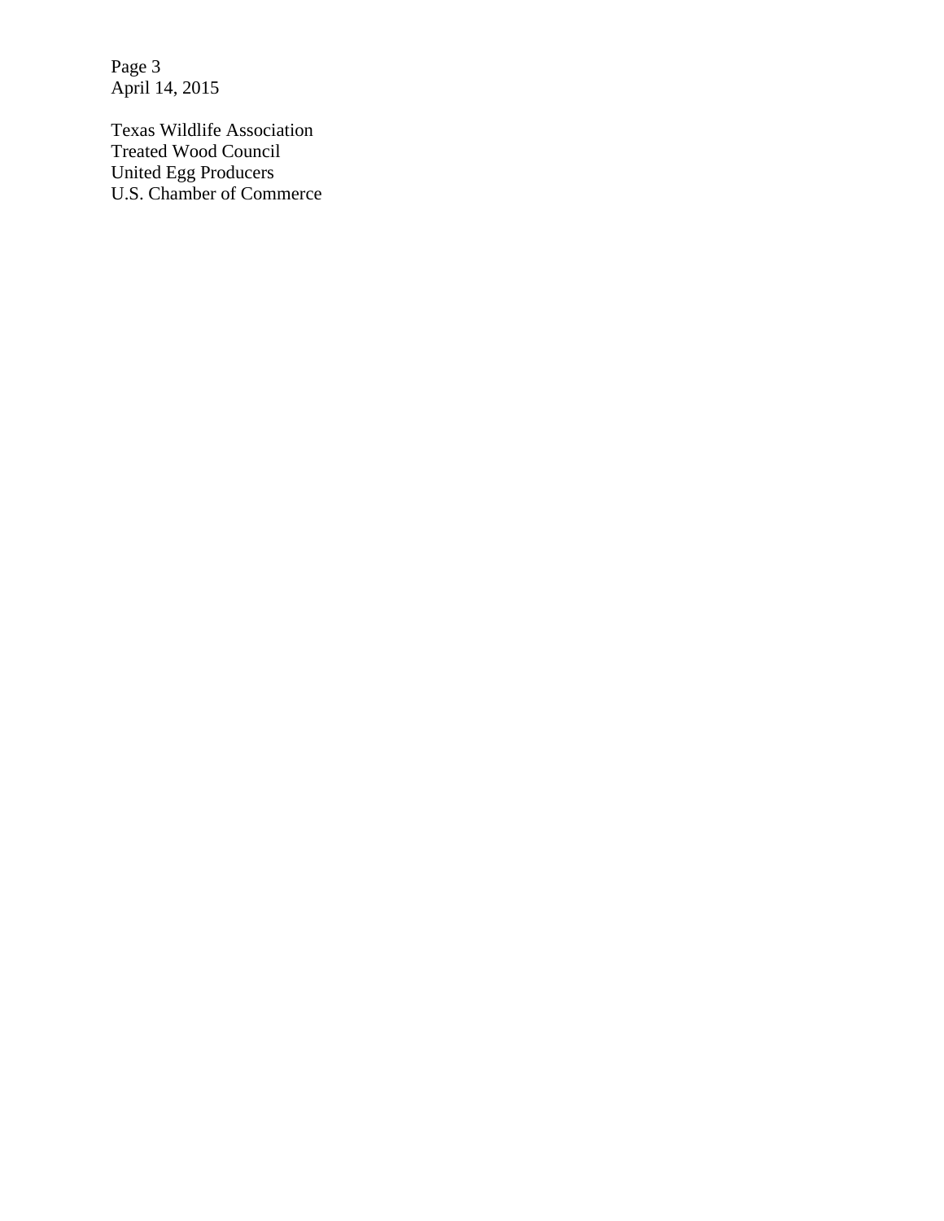Texas Wildlife Association
Treated Wood Council
United Egg Producers
U.S. Chamber of Commerce